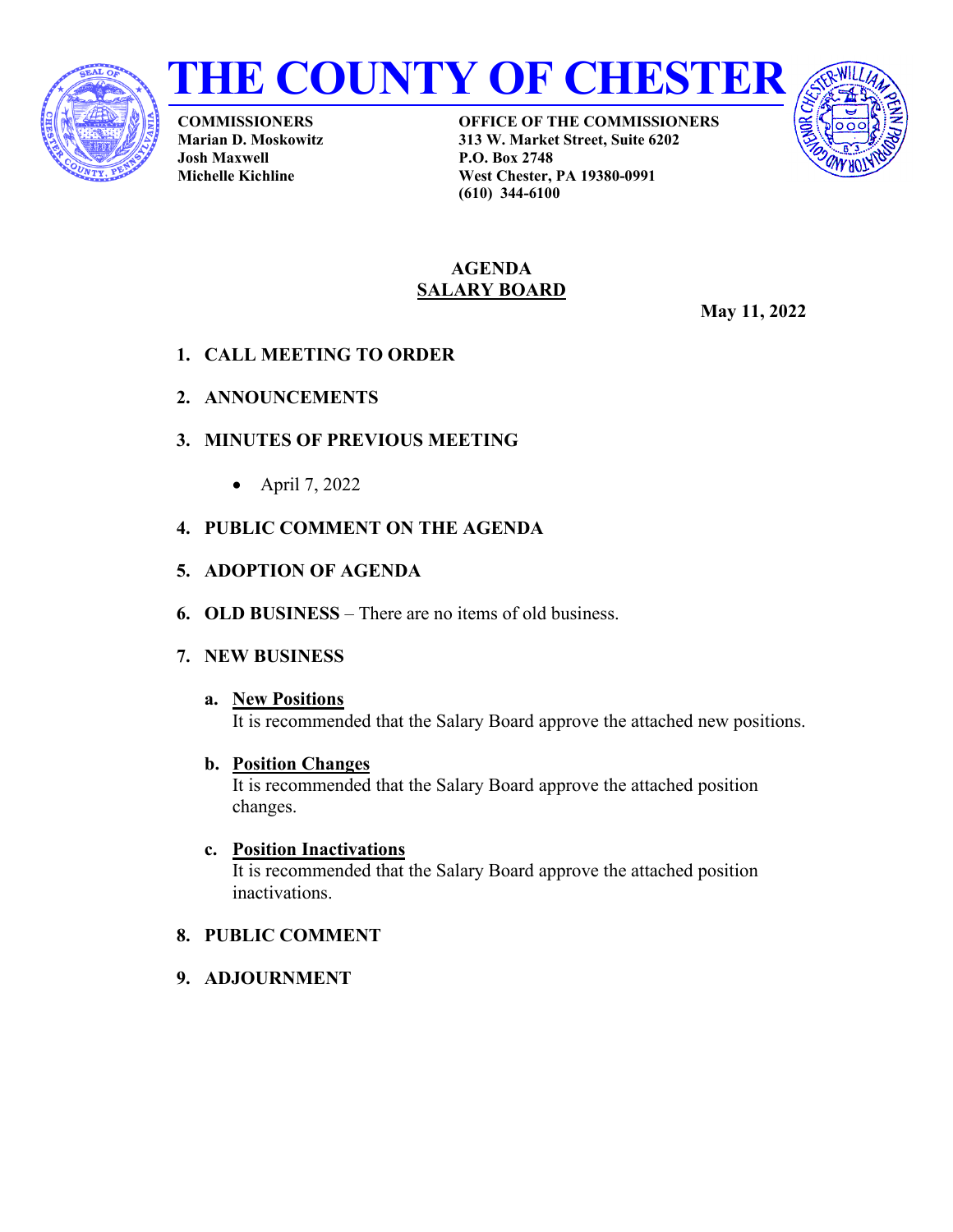# THE COUNTY OF CHESTER

**COMMISSIONERS**
**Marian D. Moskowitz**
**Josh Maxwell**
**Michelle Kichline**

**OFFICE OF THE COMMISSIONERS**
**313 W. Market Street, Suite 6202**
**P.O. Box 2748**
**West Chester, PA 19380-0991**
**(610) 344-6100**

## AGENDA
## SALARY BOARD

**May 11, 2022**

1. **CALL MEETING TO ORDER**
2. **ANNOUNCEMENTS**
3. **MINUTES OF PREVIOUS MEETING**
   - April 7, 2022
4. **PUBLIC COMMENT ON THE AGENDA**
5. **ADOPTION OF AGENDA**
6. **OLD BUSINESS** – There are no items of old business.
7. **NEW BUSINESS**

   a. **New Positions**
   It is recommended that the Salary Board approve the attached new positions.

   b. **Position Changes**
   It is recommended that the Salary Board approve the attached position changes.

   c. **Position Inactivations**
   It is recommended that the Salary Board approve the attached position inactivations.

8. **PUBLIC COMMENT**
9. **ADJOURNMENT**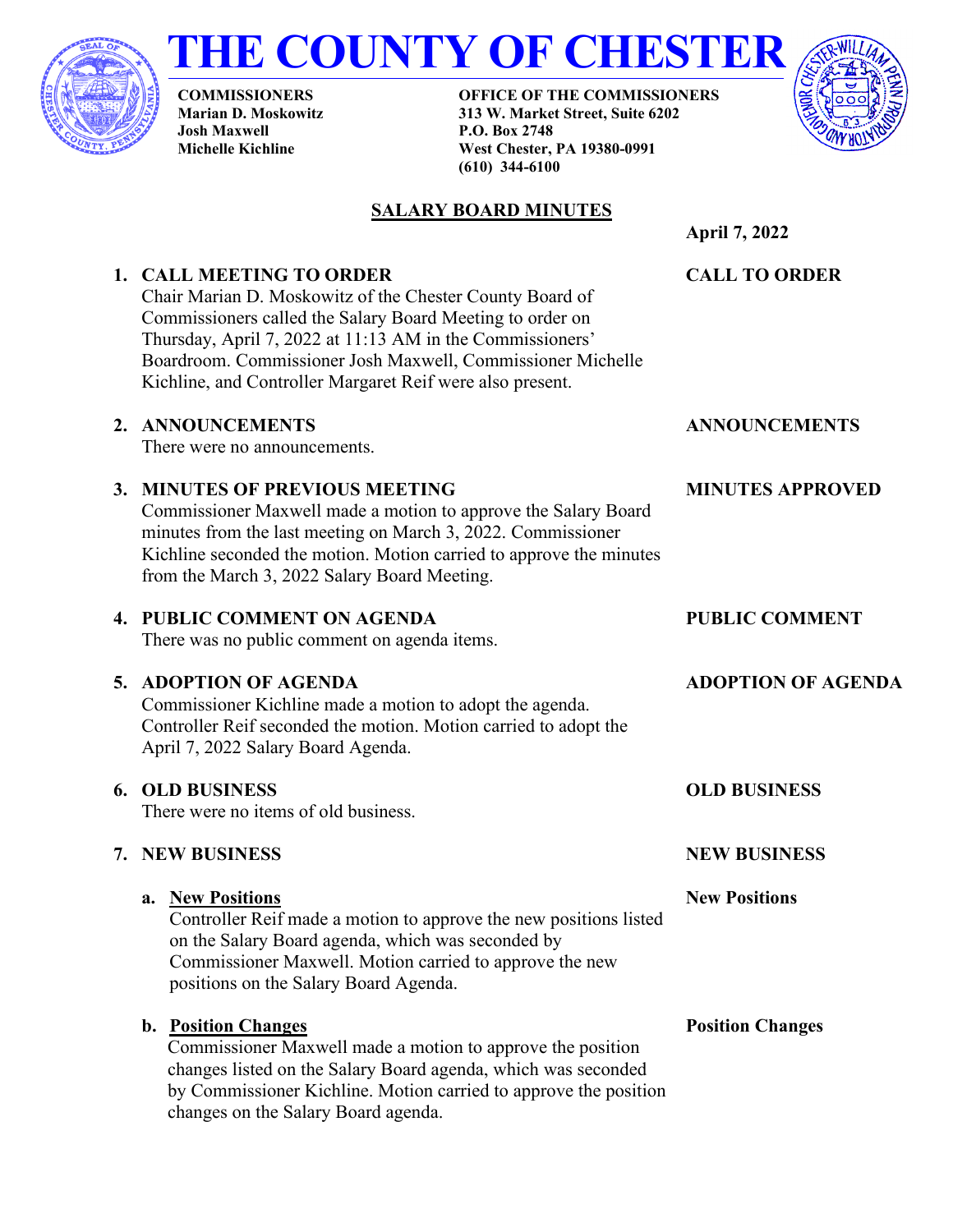# THE COUNTY OF CHESTER

**COMMISSIONERS**
**Marian D. Moskowitz**
**Josh Maxwell**
**Michelle Kichline**

**OFFICE OF THE COMMISSIONERS**
**313 W. Market Street, Suite 6202**
**P.O. Box 2748**
**West Chester, PA 19380-0991**
**(610) 344-6100**

## SALARY BOARD MINUTES

**April 7, 2022**

1. **CALL MEETING TO ORDER** — **CALL TO ORDER**

   Chair Marian D. Moskowitz of the Chester County Board of Commissioners called the Salary Board Meeting to order on Thursday, April 7, 2022 at 11:13 AM in the Commissioners' Boardroom. Commissioner Josh Maxwell, Commissioner Michelle Kichline, and Controller Margaret Reif were also present.

2. **ANNOUNCEMENTS** — **ANNOUNCEMENTS**

   There were no announcements.

3. **MINUTES OF PREVIOUS MEETING** — **MINUTES APPROVED**

   Commissioner Maxwell made a motion to approve the Salary Board minutes from the last meeting on March 3, 2022. Commissioner Kichline seconded the motion. Motion carried to approve the minutes from the March 3, 2022 Salary Board Meeting.

4. **PUBLIC COMMENT ON AGENDA** — **PUBLIC COMMENT**

   There was no public comment on agenda items.

5. **ADOPTION OF AGENDA** — **ADOPTION OF AGENDA**

   Commissioner Kichline made a motion to adopt the agenda. Controller Reif seconded the motion. Motion carried to adopt the April 7, 2022 Salary Board Agenda.

6. **OLD BUSINESS** — **OLD BUSINESS**

   There were no items of old business.

7. **NEW BUSINESS** — **NEW BUSINESS**

   a. **New Positions** — **New Positions**

      Controller Reif made a motion to approve the new positions listed on the Salary Board agenda, which was seconded by Commissioner Maxwell. Motion carried to approve the new positions on the Salary Board Agenda.

   b. **Position Changes** — **Position Changes**

      Commissioner Maxwell made a motion to approve the position changes listed on the Salary Board agenda, which was seconded by Commissioner Kichline. Motion carried to approve the position changes on the Salary Board agenda.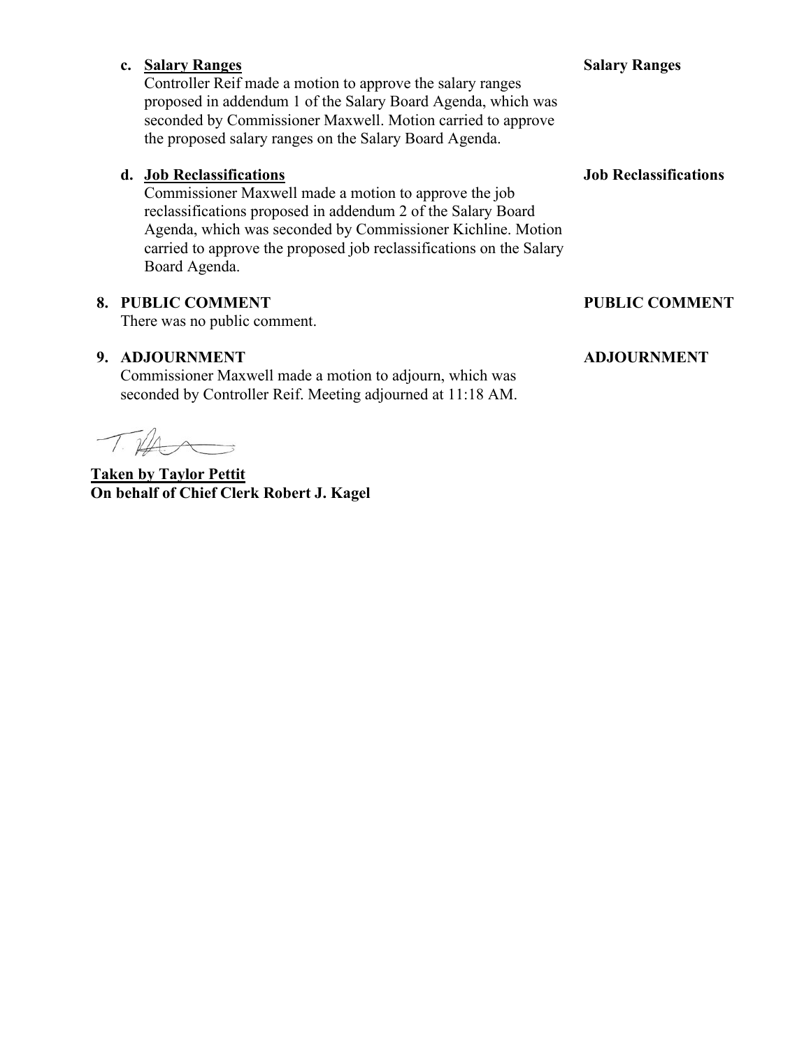c. **Salary Ranges**

Controller Reif made a motion to approve the salary ranges proposed in addendum 1 of the Salary Board Agenda, which was seconded by Commissioner Maxwell. Motion carried to approve the proposed salary ranges on the Salary Board Agenda.

**Salary Ranges**

d. **Job Reclassifications**

Commissioner Maxwell made a motion to approve the job reclassifications proposed in addendum 2 of the Salary Board Agenda, which was seconded by Commissioner Kichline. Motion carried to approve the proposed job reclassifications on the Salary Board Agenda.

**Job Reclassifications**

**8. PUBLIC COMMENT**

There was no public comment.

**PUBLIC COMMENT**

**9. ADJOURNMENT**

Commissioner Maxwell made a motion to adjourn, which was seconded by Controller Reif. Meeting adjourned at 11:18 AM.

**ADJOURNMENT**

T. Pettit

**Taken by Taylor Pettit**
**On behalf of Chief Clerk Robert J. Kagel**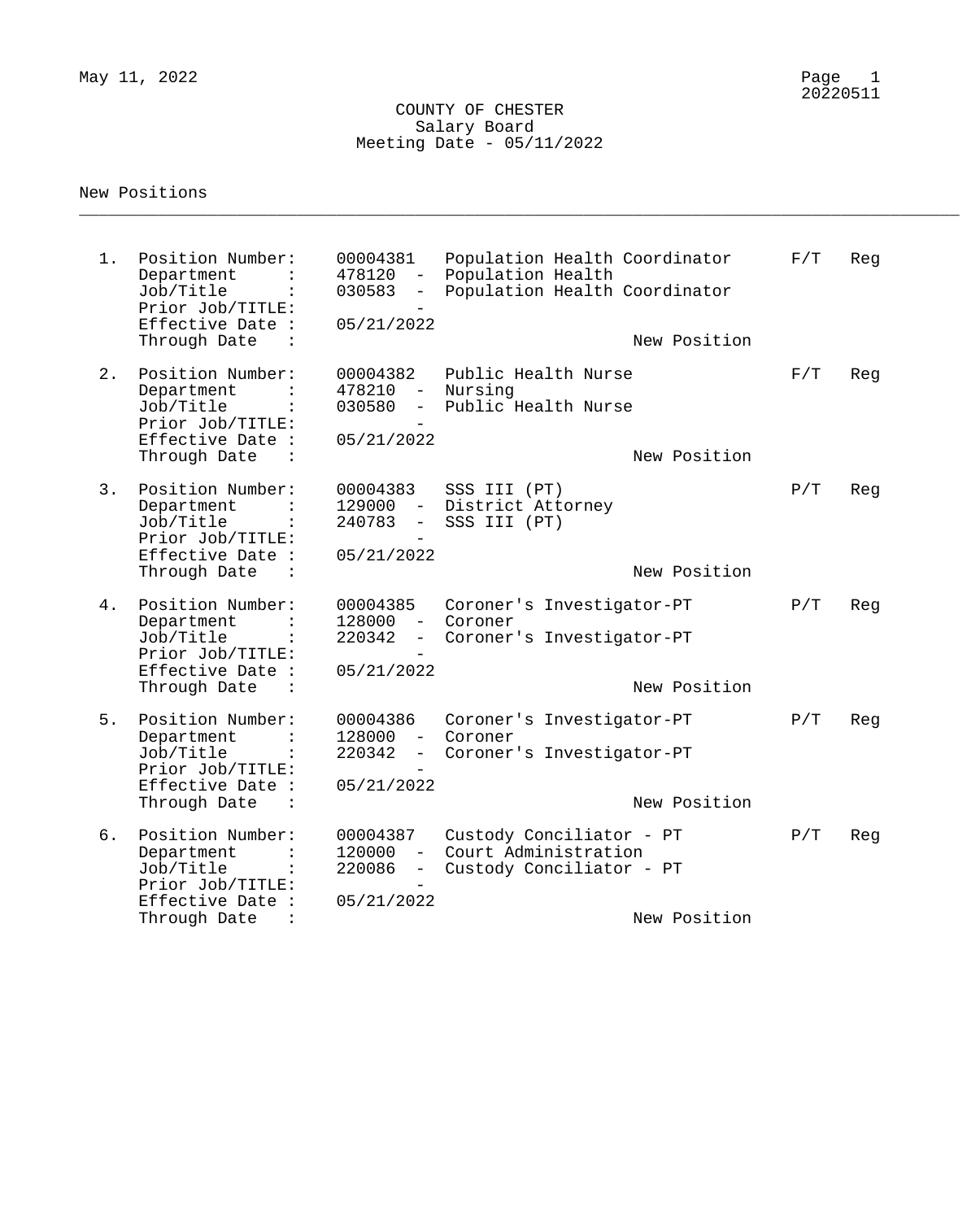# COUNTY OF CHESTER

## Salary Board

### Meeting Date - 05/11/2022

New Positions

---

1. Position Number: 00004381 Population Health Coordinator — F/T Reg
   - Department : 478120 - Population Health
   - Job/Title : 030583 - Population Health Coordinator
   - Prior Job/TITLE: -
   - Effective Date : 05/21/2022
   - Through Date : — New Position

2. Position Number: 00004382 Public Health Nurse — F/T Reg
   - Department : 478210 - Nursing
   - Job/Title : 030580 - Public Health Nurse
   - Prior Job/TITLE: -
   - Effective Date : 05/21/2022
   - Through Date : — New Position

3. Position Number: 00004383 SSS III (PT) — P/T Reg
   - Department : 129000 - District Attorney
   - Job/Title : 240783 - SSS III (PT)
   - Prior Job/TITLE: -
   - Effective Date : 05/21/2022
   - Through Date : — New Position

4. Position Number: 00004385 Coroner's Investigator-PT — P/T Reg
   - Department : 128000 - Coroner
   - Job/Title : 220342 - Coroner's Investigator-PT
   - Prior Job/TITLE: -
   - Effective Date : 05/21/2022
   - Through Date : — New Position

5. Position Number: 00004386 Coroner's Investigator-PT — P/T Reg
   - Department : 128000 - Coroner
   - Job/Title : 220342 - Coroner's Investigator-PT
   - Prior Job/TITLE: -
   - Effective Date : 05/21/2022
   - Through Date : — New Position

6. Position Number: 00004387 Custody Conciliator - PT — P/T Reg
   - Department : 120000 - Court Administration
   - Job/Title : 220086 - Custody Conciliator - PT
   - Prior Job/TITLE: -
   - Effective Date : 05/21/2022
   - Through Date : — New Position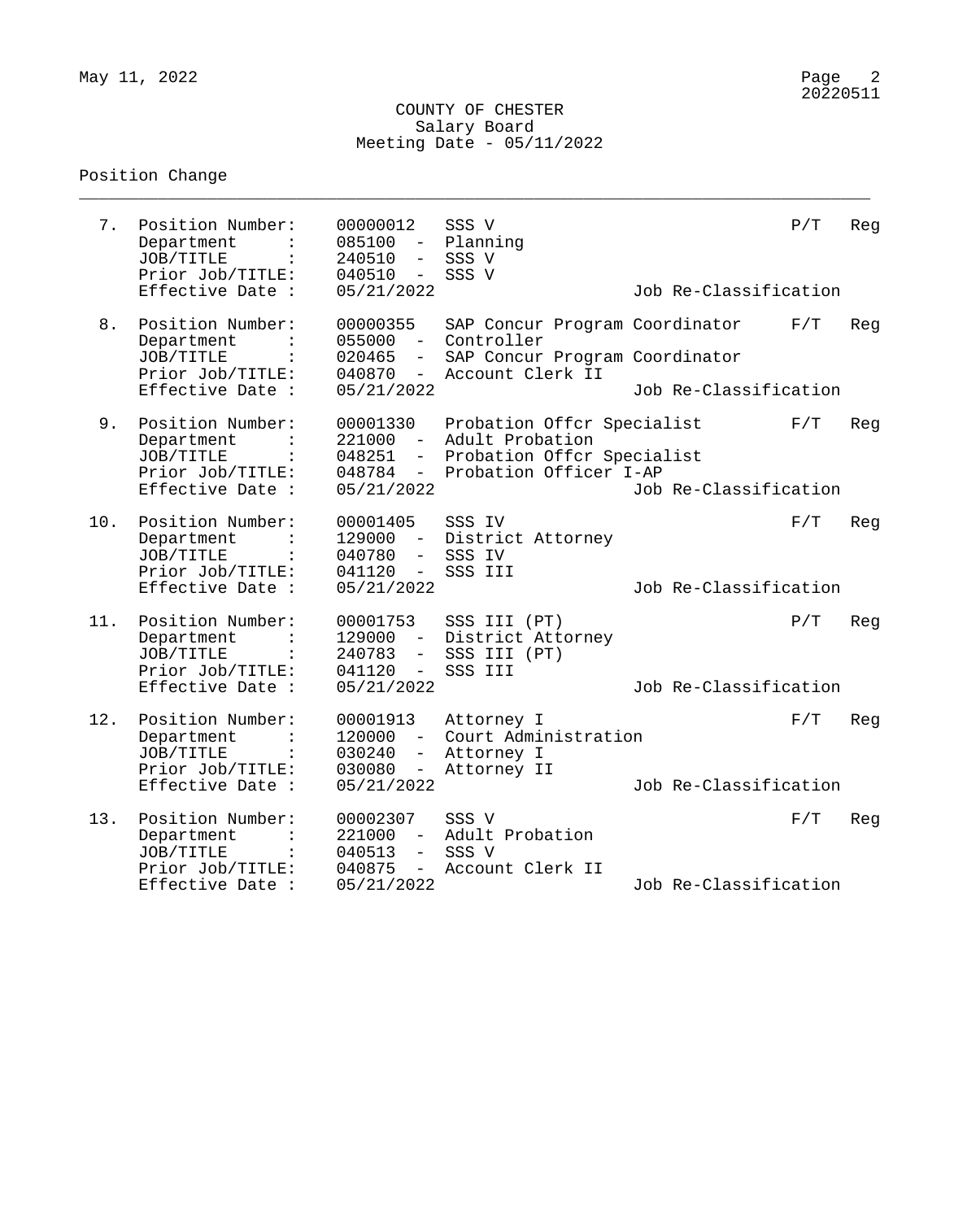COUNTY OF CHESTER
Salary Board
Meeting Date - 05/11/2022

Position Change

---

7. Position Number: 00000012 SSS V — P/T Reg
   Department : 085100 - Planning
   JOB/TITLE : 240510 - SSS V
   Prior Job/TITLE: 040510 - SSS V
   Effective Date : 05/21/2022 — Job Re-Classification

8. Position Number: 00000355 SAP Concur Program Coordinator — F/T Reg
   Department : 055000 - Controller
   JOB/TITLE : 020465 - SAP Concur Program Coordinator
   Prior Job/TITLE: 040870 - Account Clerk II
   Effective Date : 05/21/2022 — Job Re-Classification

9. Position Number: 00001330 Probation Offcr Specialist — F/T Reg
   Department : 221000 - Adult Probation
   JOB/TITLE : 048251 - Probation Offcr Specialist
   Prior Job/TITLE: 048784 - Probation Officer I-AP
   Effective Date : 05/21/2022 — Job Re-Classification

10. Position Number: 00001405 SSS IV — F/T Reg
    Department : 129000 - District Attorney
    JOB/TITLE : 040780 - SSS IV
    Prior Job/TITLE: 041120 - SSS III
    Effective Date : 05/21/2022 — Job Re-Classification

11. Position Number: 00001753 SSS III (PT) — P/T Reg
    Department : 129000 - District Attorney
    JOB/TITLE : 240783 - SSS III (PT)
    Prior Job/TITLE: 041120 - SSS III
    Effective Date : 05/21/2022 — Job Re-Classification

12. Position Number: 00001913 Attorney I — F/T Reg
    Department : 120000 - Court Administration
    JOB/TITLE : 030240 - Attorney I
    Prior Job/TITLE: 030080 - Attorney II
    Effective Date : 05/21/2022 — Job Re-Classification

13. Position Number: 00002307 SSS V — F/T Reg
    Department : 221000 - Adult Probation
    JOB/TITLE : 040513 - SSS V
    Prior Job/TITLE: 040875 - Account Clerk II
    Effective Date : 05/21/2022 — Job Re-Classification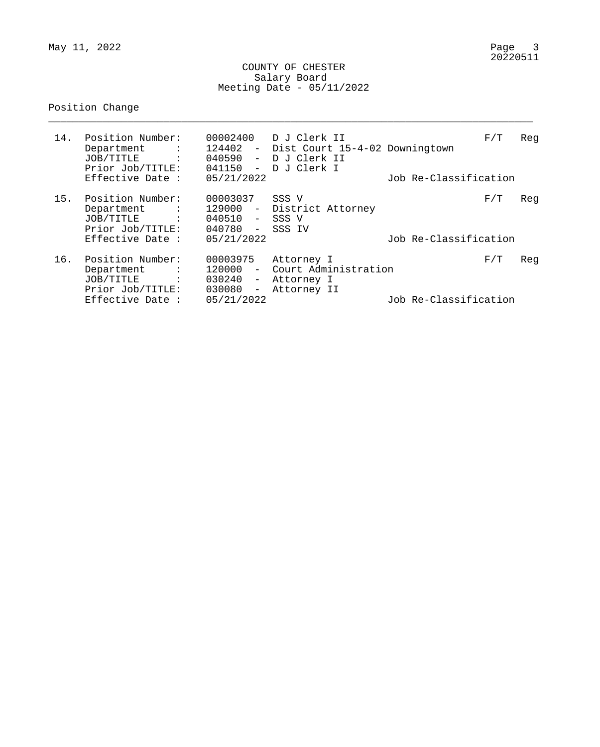COUNTY OF CHESTER
Salary Board
Meeting Date - 05/11/2022

Position Change

---

14. Position Number: 00002400 D J Clerk II — F/T Reg
    Department : 124402 - Dist Court 15-4-02 Downingtown
    JOB/TITLE : 040590 - D J Clerk II
    Prior Job/TITLE: 041150 - D J Clerk I
    Effective Date : 05/21/2022 — Job Re-Classification

15. Position Number: 00003037 SSS V — F/T Reg
    Department : 129000 - District Attorney
    JOB/TITLE : 040510 - SSS V
    Prior Job/TITLE: 040780 - SSS IV
    Effective Date : 05/21/2022 — Job Re-Classification

16. Position Number: 00003975 Attorney I — F/T Reg
    Department : 120000 - Court Administration
    JOB/TITLE : 030240 - Attorney I
    Prior Job/TITLE: 030080 - Attorney II
    Effective Date : 05/21/2022 — Job Re-Classification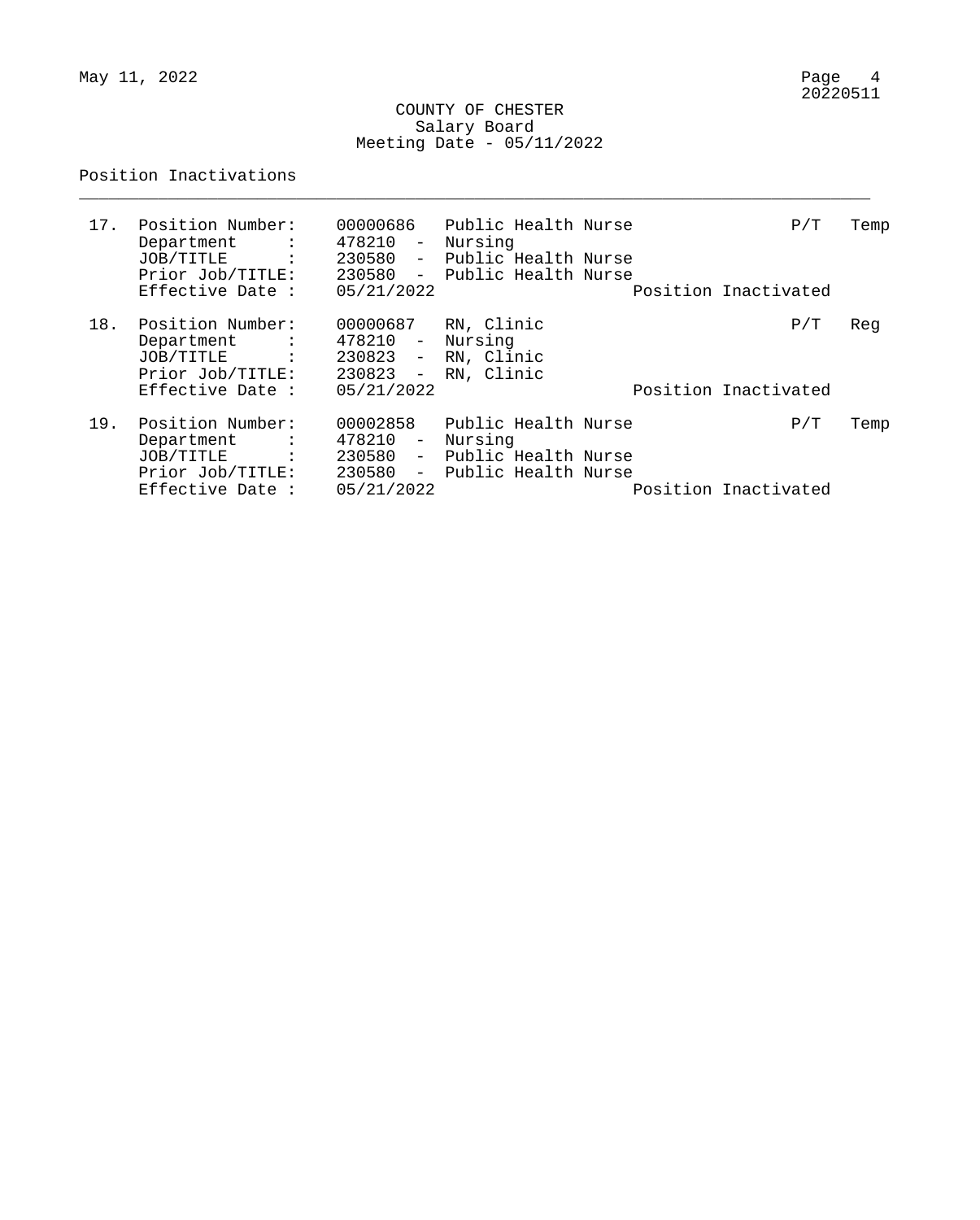May 11, 2022

20220511

COUNTY OF CHESTER
Salary Board
Meeting Date - 05/11/2022

Position Inactivations

---

```
17.  Position Number:    00000686   Public Health Nurse                 P/T   Temp
     Department      :   478210  -  Nursing
     JOB/TITLE       :   230580  -  Public Health Nurse
     Prior Job/TITLE:    230580  -  Public Health Nurse
     Effective Date :    05/21/2022                      Position Inactivated

18.  Position Number:    00000687   RN, Clinic                          P/T   Reg
     Department      :   478210  -  Nursing
     JOB/TITLE       :   230823  -  RN, Clinic
     Prior Job/TITLE:    230823  -  RN, Clinic
     Effective Date :    05/21/2022                      Position Inactivated

19.  Position Number:    00002858   Public Health Nurse                 P/T   Temp
     Department      :   478210  -  Nursing
     JOB/TITLE       :   230580  -  Public Health Nurse
     Prior Job/TITLE:    230580  -  Public Health Nurse
     Effective Date :    05/21/2022                      Position Inactivated
```